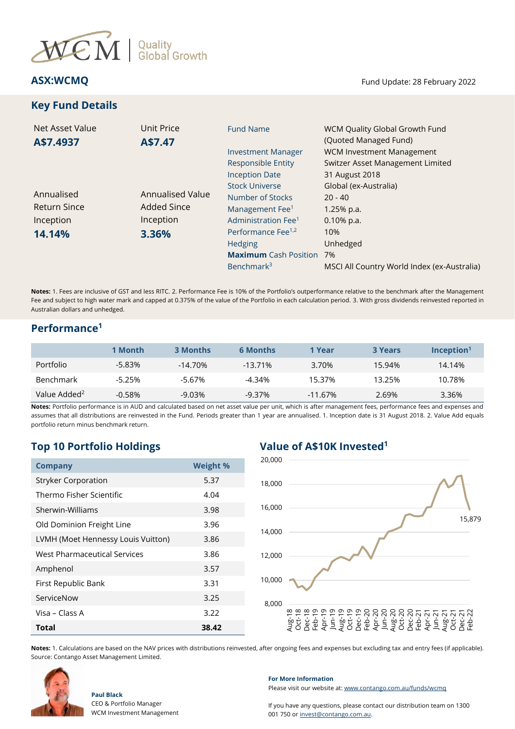WCM | Quality Global Growth

**ASX:WCMQ**

Fund Update: 28 February 2022

## Key Fund Details

Net Asset Value
**A$7.4937**

Unit Price
**A$7.47**

Annualised Return Since Inception
**14.14%**

Annualised Value Added Since Inception
**3.36%**

| | |
|---|---|
| Fund Name | WCM Quality Global Growth Fund (Quoted Managed Fund) |
| Investment Manager | WCM Investment Management |
| Responsible Entity | Switzer Asset Management Limited |
| Inception Date | 31 August 2018 |
| Stock Universe | Global (ex-Australia) |
| Number of Stocks | 20 - 40 |
| Management Fee[1] | 1.25% p.a. |
| Administration Fee[1] | 0.10% p.a. |
| Performance Fee[1,2] | 10% |
| Hedging | Unhedged |
| **Maximum** Cash Position | 7% |
| Benchmark[3] | MSCI All Country World Index (ex-Australia) |

**Notes:** 1. Fees are inclusive of GST and less RITC. 2. Performance Fee is 10% of the Portfolio's outperformance relative to the benchmark after the Management Fee and subject to high water mark and capped at 0.375% of the value of the Portfolio in each calculation period. 3. With gross dividends reinvested reported in Australian dollars and unhedged.

## Performance[1]

| | 1 Month | 3 Months | 6 Months | 1 Year | 3 Years | Inception[1] |
|---|---|---|---|---|---|---|
| Portfolio | -5.83% | -14.70% | -13.71% | 3.70% | 15.94% | 14.14% |
| Benchmark | -5.25% | -5.67% | -4.34% | 15.37% | 13.25% | 10.78% |
| Value Added[2] | -0.58% | -9.03% | -9.37% | -11.67% | 2.69% | 3.36% |

**Notes:** Portfolio performance is in AUD and calculated based on net asset value per unit, which is after management fees, performance fees and expenses and assumes that all distributions are reinvested in the Fund. Periods greater than 1 year are annualised. 1. Inception date is 31 August 2018. 2. Value Add equals portfolio return minus benchmark return.

## Top 10 Portfolio Holdings

| Company | Weight % |
|---|---|
| Stryker Corporation | 5.37 |
| Thermo Fisher Scientific | 4.04 |
| Sherwin-Williams | 3.98 |
| Old Dominion Freight Line | 3.96 |
| LVMH (Moet Hennessy Louis Vuitton) | 3.86 |
| West Pharmaceutical Services | 3.86 |
| Amphenol | 3.57 |
| First Republic Bank | 3.31 |
| ServiceNow | 3.25 |
| Visa – Class A | 3.22 |
| **Total** | **38.42** |

## Value of A$10K Invested[1]

Chart: value of A$10K invested from Aug-18 to Feb-22; final value 15,879.

**Notes:** 1. Calculations are based on the NAV prices with distributions reinvested, after ongoing fees and expenses but excluding tax and entry fees (if applicable). Source: Contango Asset Management Limited.

**Paul Black**
CEO & Portfolio Manager
WCM Investment Management

**For More Information**
Please visit our website at: www.contango.com.au/funds/wcmq

If you have any questions, please contact our distribution team on 1300 001 750 or invest@contango.com.au.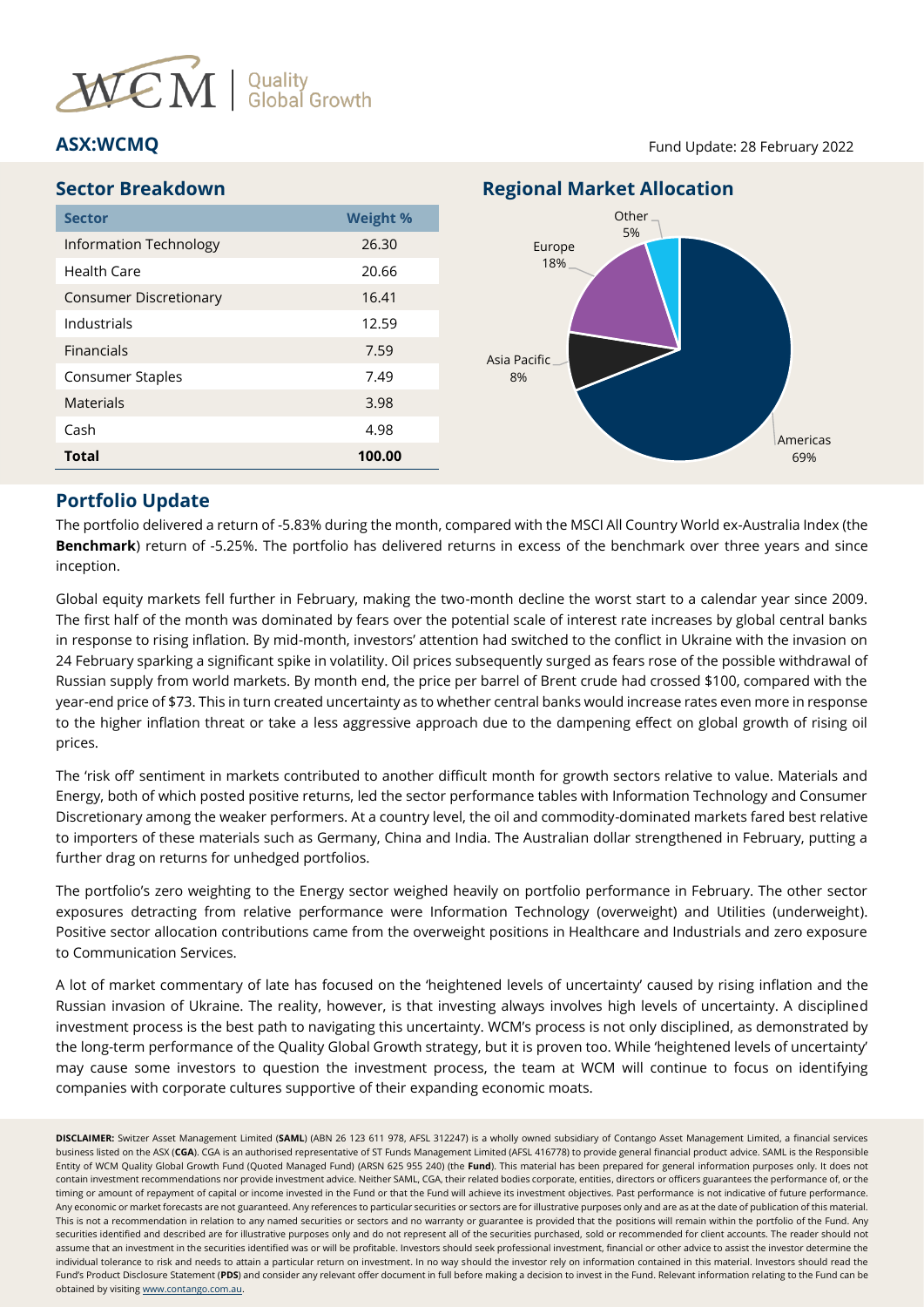WCM | Quality Global Growth

**ASX:WCMQ**

Fund Update: 28 February 2022

## Sector Breakdown

| Sector | Weight % |
|---|---|
| Information Technology | 26.30 |
| Health Care | 20.66 |
| Consumer Discretionary | 16.41 |
| Industrials | 12.59 |
| Financials | 7.59 |
| Consumer Staples | 7.49 |
| Materials | 3.98 |
| Cash | 4.98 |
| **Total** | **100.00** |

## Regional Market Allocation

Other
5%

Europe
18%

Asia Pacific
8%

Americas
69%

## Portfolio Update

The portfolio delivered a return of -5.83% during the month, compared with the MSCI All Country World ex-Australia Index (the **Benchmark**) return of -5.25%. The portfolio has delivered returns in excess of the benchmark over three years and since inception.

Global equity markets fell further in February, making the two-month decline the worst start to a calendar year since 2009. The first half of the month was dominated by fears over the potential scale of interest rate increases by global central banks in response to rising inflation. By mid-month, investors' attention had switched to the conflict in Ukraine with the invasion on 24 February sparking a significant spike in volatility. Oil prices subsequently surged as fears rose of the possible withdrawal of Russian supply from world markets. By month end, the price per barrel of Brent crude had crossed $100, compared with the year-end price of $73. This in turn created uncertainty as to whether central banks would increase rates even more in response to the higher inflation threat or take a less aggressive approach due to the dampening effect on global growth of rising oil prices.

The 'risk off' sentiment in markets contributed to another difficult month for growth sectors relative to value. Materials and Energy, both of which posted positive returns, led the sector performance tables with Information Technology and Consumer Discretionary among the weaker performers. At a country level, the oil and commodity-dominated markets fared best relative to importers of these materials such as Germany, China and India. The Australian dollar strengthened in February, putting a further drag on returns for unhedged portfolios.

The portfolio's zero weighting to the Energy sector weighed heavily on portfolio performance in February. The other sector exposures detracting from relative performance were Information Technology (overweight) and Utilities (underweight). Positive sector allocation contributions came from the overweight positions in Healthcare and Industrials and zero exposure to Communication Services.

A lot of market commentary of late has focused on the 'heightened levels of uncertainty' caused by rising inflation and the Russian invasion of Ukraine. The reality, however, is that investing always involves high levels of uncertainty. A disciplined investment process is the best path to navigating this uncertainty. WCM's process is not only disciplined, as demonstrated by the long-term performance of the Quality Global Growth strategy, but it is proven too. While 'heightened levels of uncertainty' may cause some investors to question the investment process, the team at WCM will continue to focus on identifying companies with corporate cultures supportive of their expanding economic moats.

**DISCLAIMER:** Switzer Asset Management Limited (**SAML**) (ABN 26 123 611 978, AFSL 312247) is a wholly owned subsidiary of Contango Asset Management Limited, a financial services business listed on the ASX (**CGA**). CGA is an authorised representative of ST Funds Management Limited (AFSL 416778) to provide general financial product advice. SAML is the Responsible Entity of WCM Quality Global Growth Fund (Quoted Managed Fund) (ARSN 625 955 240) (the **Fund**). This material has been prepared for general information purposes only. It does not contain investment recommendations nor provide investment advice. Neither SAML, CGA, their related bodies corporate, entities, directors or officers guarantees the performance of, or the timing or amount of repayment of capital or income invested in the Fund or that the Fund will achieve its investment objectives. Past performance is not indicative of future performance. Any economic or market forecasts are not guaranteed. Any references to particular securities or sectors are for illustrative purposes only and are as at the date of publication of this material. This is not a recommendation in relation to any named securities or sectors and no warranty or guarantee is provided that the positions will remain within the portfolio of the Fund. Any securities identified and described are for illustrative purposes only and do not represent all of the securities purchased, sold or recommended for client accounts. The reader should not assume that an investment in the securities identified was or will be profitable. Investors should seek professional investment, financial or other advice to assist the investor determine the individual tolerance to risk and needs to attain a particular return on investment. In no way should the investor rely on information contained in this material. Investors should read the Fund's Product Disclosure Statement (**PDS**) and consider any relevant offer document in full before making a decision to invest in the Fund. Relevant information relating to the Fund can be obtained by visiting www.contango.com.au.